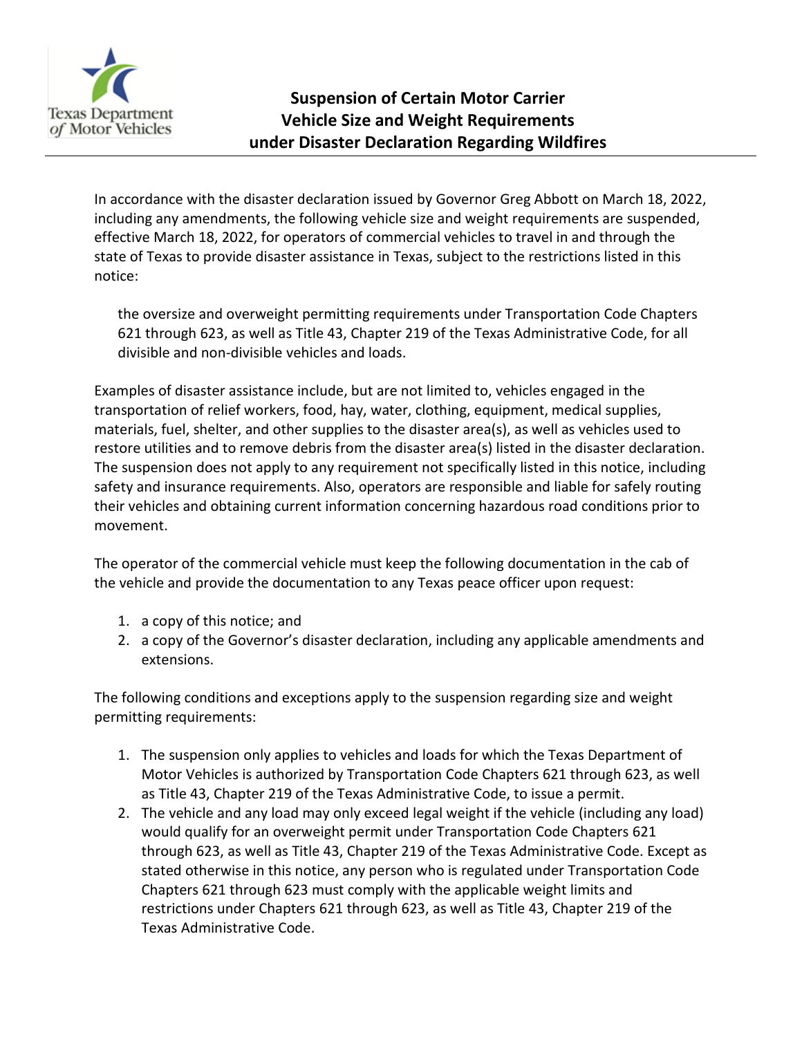# Suspension of Certain Motor Carrier Vehicle Size and Weight Requirements under Disaster Declaration Regarding Wildfires

In accordance with the disaster declaration issued by Governor Greg Abbott on March 18, 2022, including any amendments, the following vehicle size and weight requirements are suspended, effective March 18, 2022, for operators of commercial vehicles to travel in and through the state of Texas to provide disaster assistance in Texas, subject to the restrictions listed in this notice:

> the oversize and overweight permitting requirements under Transportation Code Chapters 621 through 623, as well as Title 43, Chapter 219 of the Texas Administrative Code, for all divisible and non-divisible vehicles and loads.

Examples of disaster assistance include, but are not limited to, vehicles engaged in the transportation of relief workers, food, hay, water, clothing, equipment, medical supplies, materials, fuel, shelter, and other supplies to the disaster area(s), as well as vehicles used to restore utilities and to remove debris from the disaster area(s) listed in the disaster declaration. The suspension does not apply to any requirement not specifically listed in this notice, including safety and insurance requirements. Also, operators are responsible and liable for safely routing their vehicles and obtaining current information concerning hazardous road conditions prior to movement.

The operator of the commercial vehicle must keep the following documentation in the cab of the vehicle and provide the documentation to any Texas peace officer upon request:

1. a copy of this notice; and
2. a copy of the Governor's disaster declaration, including any applicable amendments and extensions.

The following conditions and exceptions apply to the suspension regarding size and weight permitting requirements:

1. The suspension only applies to vehicles and loads for which the Texas Department of Motor Vehicles is authorized by Transportation Code Chapters 621 through 623, as well as Title 43, Chapter 219 of the Texas Administrative Code, to issue a permit.
2. The vehicle and any load may only exceed legal weight if the vehicle (including any load) would qualify for an overweight permit under Transportation Code Chapters 621 through 623, as well as Title 43, Chapter 219 of the Texas Administrative Code. Except as stated otherwise in this notice, any person who is regulated under Transportation Code Chapters 621 through 623 must comply with the applicable weight limits and restrictions under Chapters 621 through 623, as well as Title 43, Chapter 219 of the Texas Administrative Code.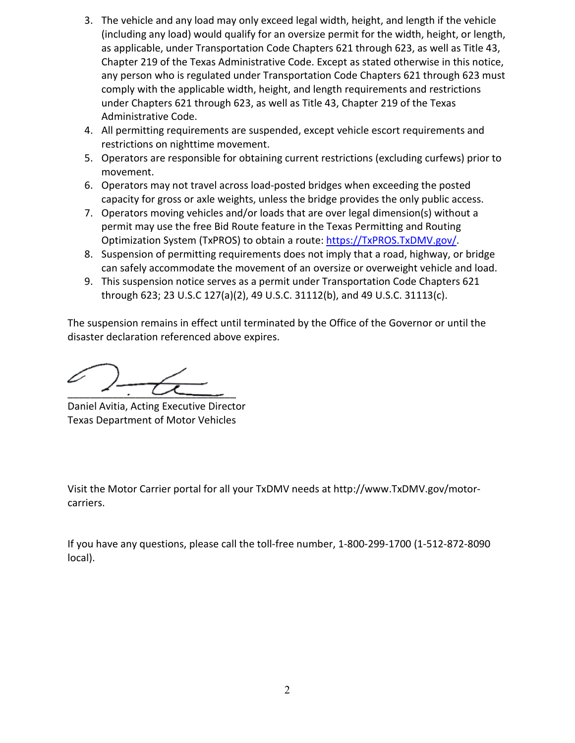3. The vehicle and any load may only exceed legal width, height, and length if the vehicle (including any load) would qualify for an oversize permit for the width, height, or length, as applicable, under Transportation Code Chapters 621 through 623, as well as Title 43, Chapter 219 of the Texas Administrative Code. Except as stated otherwise in this notice, any person who is regulated under Transportation Code Chapters 621 through 623 must comply with the applicable width, height, and length requirements and restrictions under Chapters 621 through 623, as well as Title 43, Chapter 219 of the Texas Administrative Code.
4. All permitting requirements are suspended, except vehicle escort requirements and restrictions on nighttime movement.
5. Operators are responsible for obtaining current restrictions (excluding curfews) prior to movement.
6. Operators may not travel across load-posted bridges when exceeding the posted capacity for gross or axle weights, unless the bridge provides the only public access.
7. Operators moving vehicles and/or loads that are over legal dimension(s) without a permit may use the free Bid Route feature in the Texas Permitting and Routing Optimization System (TxPROS) to obtain a route: https://TxPROS.TxDMV.gov/.
8. Suspension of permitting requirements does not imply that a road, highway, or bridge can safely accommodate the movement of an oversize or overweight vehicle and load.
9. This suspension notice serves as a permit under Transportation Code Chapters 621 through 623; 23 U.S.C 127(a)(2), 49 U.S.C. 31112(b), and 49 U.S.C. 31113(c).

The suspension remains in effect until terminated by the Office of the Governor or until the disaster declaration referenced above expires.

\_\_\_\_\_\_\_\_\_\_\_\_\_\_\_\_\_\_\_\_\_\_\_\_\_\_\_\_\_\_

Daniel Avitia, Acting Executive Director
Texas Department of Motor Vehicles

Visit the Motor Carrier portal for all your TxDMV needs at http://www.TxDMV.gov/motor-carriers.

If you have any questions, please call the toll-free number, 1-800-299-1700 (1-512-872-8090 local).